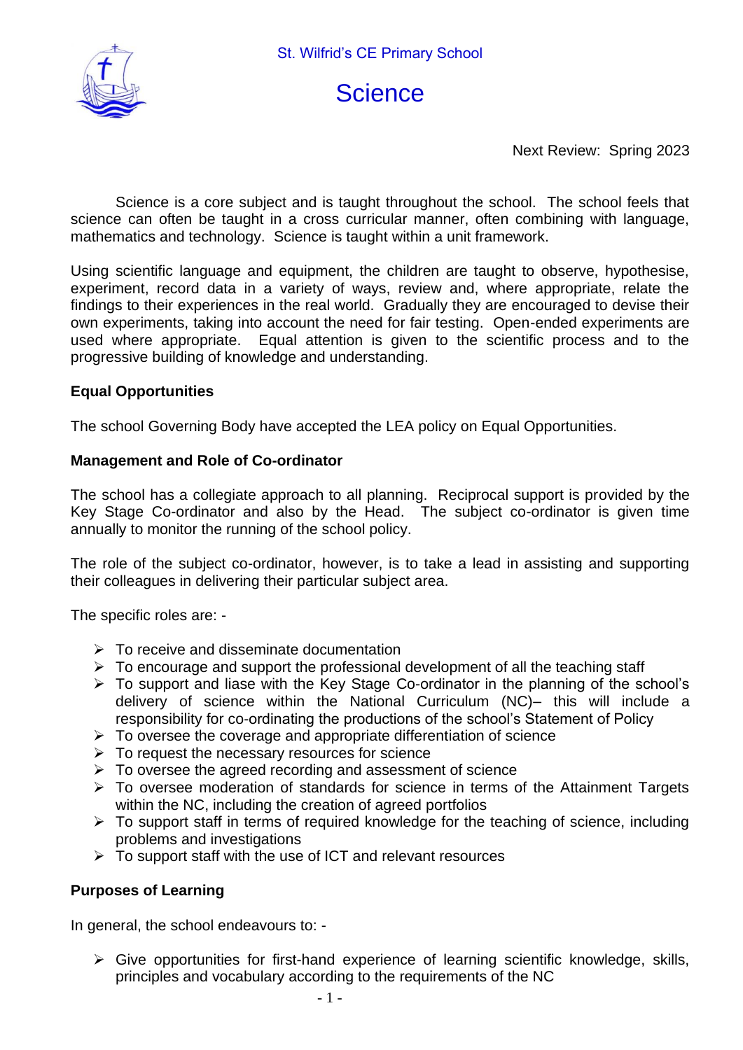St. Wilfrid's CE Primary School

# Science

Next Review: Spring 2023

Science is a core subject and is taught throughout the school. The school feels that science can often be taught in a cross curricular manner, often combining with language, mathematics and technology. Science is taught within a unit framework.

Using scientific language and equipment, the children are taught to observe, hypothesise, experiment, record data in a variety of ways, review and, where appropriate, relate the findings to their experiences in the real world. Gradually they are encouraged to devise their own experiments, taking into account the need for fair testing. Open-ended experiments are used where appropriate. Equal attention is given to the scientific process and to the progressive building of knowledge and understanding.

**Equal Opportunities**

The school Governing Body have accepted the LEA policy on Equal Opportunities.

**Management and Role of Co-ordinator**

The school has a collegiate approach to all planning. Reciprocal support is provided by the Key Stage Co-ordinator and also by the Head. The subject co-ordinator is given time annually to monitor the running of the school policy.

The role of the subject co-ordinator, however, is to take a lead in assisting and supporting their colleagues in delivering their particular subject area.

The specific roles are: -

- To receive and disseminate documentation
- To encourage and support the professional development of all the teaching staff
- To support and liase with the Key Stage Co-ordinator in the planning of the school's delivery of science within the National Curriculum (NC)– this will include a responsibility for co-ordinating the productions of the school's Statement of Policy
- To oversee the coverage and appropriate differentiation of science
- To request the necessary resources for science
- To oversee the agreed recording and assessment of science
- To oversee moderation of standards for science in terms of the Attainment Targets within the NC, including the creation of agreed portfolios
- To support staff in terms of required knowledge for the teaching of science, including problems and investigations
- To support staff with the use of ICT and relevant resources

**Purposes of Learning**

In general, the school endeavours to: -

- Give opportunities for first-hand experience of learning scientific knowledge, skills, principles and vocabulary according to the requirements of the NC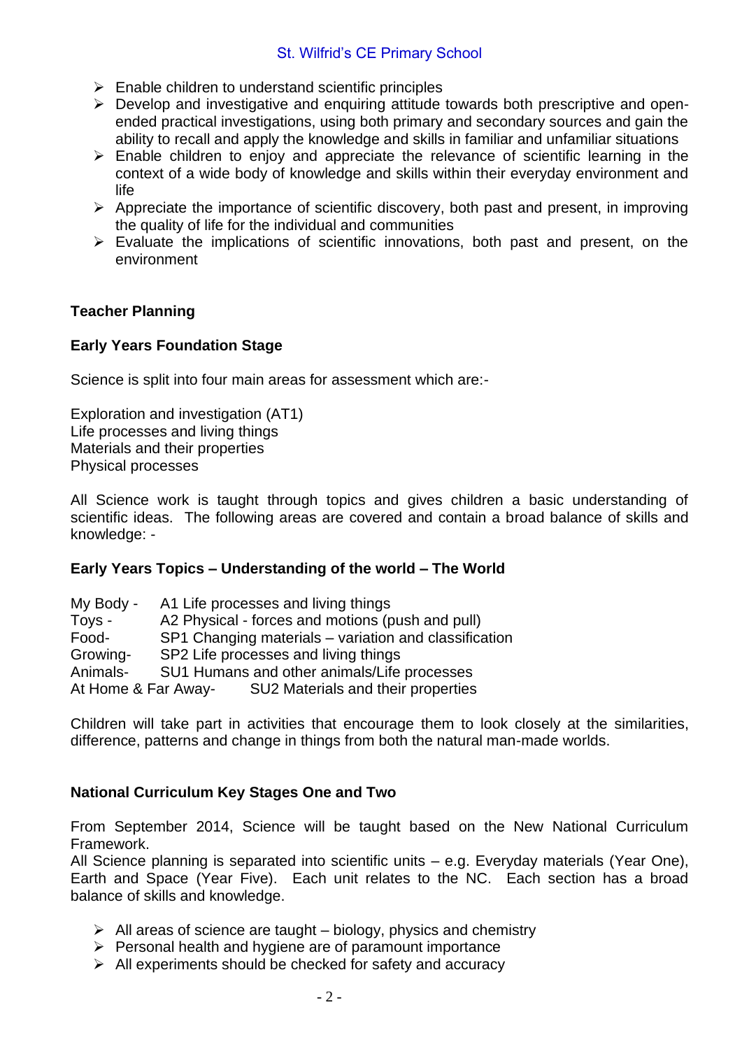- Enable children to understand scientific principles
- Develop and investigative and enquiring attitude towards both prescriptive and open-ended practical investigations, using both primary and secondary sources and gain the ability to recall and apply the knowledge and skills in familiar and unfamiliar situations
- Enable children to enjoy and appreciate the relevance of scientific learning in the context of a wide body of knowledge and skills within their everyday environment and life
- Appreciate the importance of scientific discovery, both past and present, in improving the quality of life for the individual and communities
- Evaluate the implications of scientific innovations, both past and present, on the environment

**Teacher Planning**

**Early Years Foundation Stage**

Science is split into four main areas for assessment which are:-

Exploration and investigation (AT1)
Life processes and living things
Materials and their properties
Physical processes

All Science work is taught through topics and gives children a basic understanding of scientific ideas. The following areas are covered and contain a broad balance of skills and knowledge: -

**Early Years Topics – Understanding of the world – The World**

My Body - A1 Life processes and living things
Toys - A2 Physical - forces and motions (push and pull)
Food- SP1 Changing materials – variation and classification
Growing- SP2 Life processes and living things
Animals- SU1 Humans and other animals/Life processes
At Home & Far Away- SU2 Materials and their properties

Children will take part in activities that encourage them to look closely at the similarities, difference, patterns and change in things from both the natural man-made worlds.

**National Curriculum Key Stages One and Two**

From September 2014, Science will be taught based on the New National Curriculum Framework.
All Science planning is separated into scientific units – e.g. Everyday materials (Year One), Earth and Space (Year Five). Each unit relates to the NC. Each section has a broad balance of skills and knowledge.

- All areas of science are taught – biology, physics and chemistry
- Personal health and hygiene are of paramount importance
- All experiments should be checked for safety and accuracy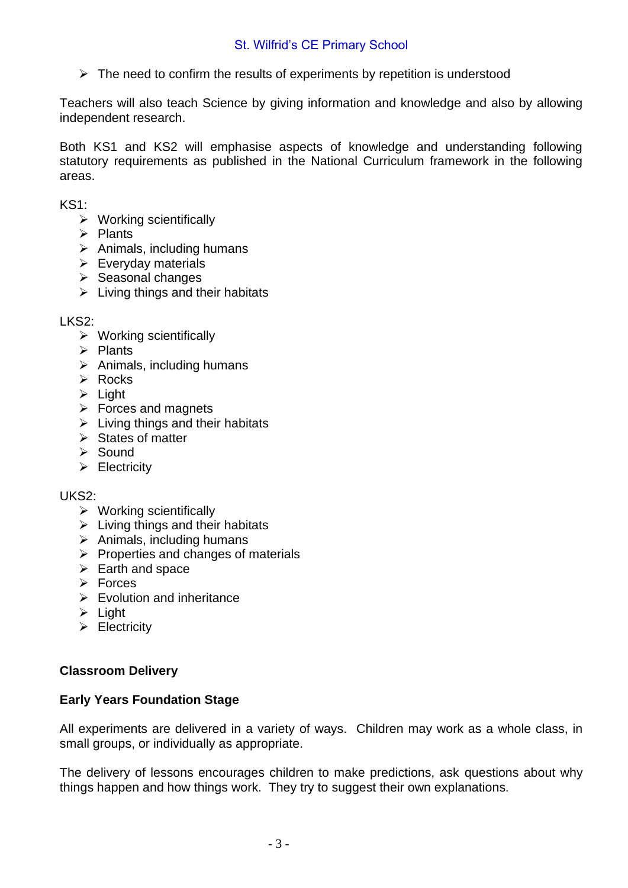- The need to confirm the results of experiments by repetition is understood

Teachers will also teach Science by giving information and knowledge and also by allowing independent research.

Both KS1 and KS2 will emphasise aspects of knowledge and understanding following statutory requirements as published in the National Curriculum framework in the following areas.

KS1:

- Working scientifically
- Plants
- Animals, including humans
- Everyday materials
- Seasonal changes
- Living things and their habitats

LKS2:

- Working scientifically
- Plants
- Animals, including humans
- Rocks
- Light
- Forces and magnets
- Living things and their habitats
- States of matter
- Sound
- Electricity

UKS2:

- Working scientifically
- Living things and their habitats
- Animals, including humans
- Properties and changes of materials
- Earth and space
- Forces
- Evolution and inheritance
- Light
- Electricity

**Classroom Delivery**

**Early Years Foundation Stage**

All experiments are delivered in a variety of ways. Children may work as a whole class, in small groups, or individually as appropriate.

The delivery of lessons encourages children to make predictions, ask questions about why things happen and how things work. They try to suggest their own explanations.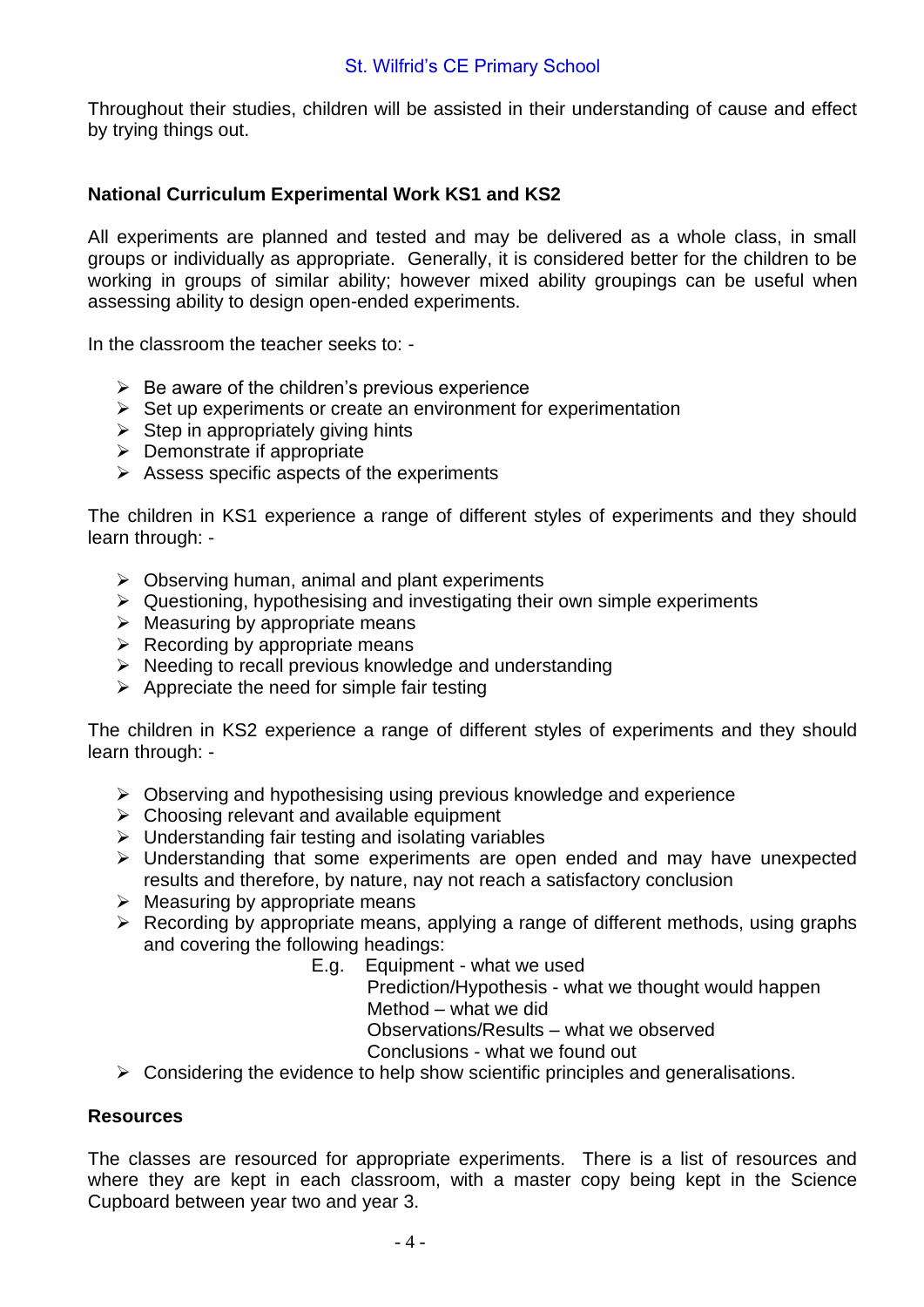Throughout their studies, children will be assisted in their understanding of cause and effect by trying things out.

**National Curriculum Experimental Work KS1 and KS2**

All experiments are planned and tested and may be delivered as a whole class, in small groups or individually as appropriate. Generally, it is considered better for the children to be working in groups of similar ability; however mixed ability groupings can be useful when assessing ability to design open-ended experiments.

In the classroom the teacher seeks to: -

- Be aware of the children's previous experience
- Set up experiments or create an environment for experimentation
- Step in appropriately giving hints
- Demonstrate if appropriate
- Assess specific aspects of the experiments

The children in KS1 experience a range of different styles of experiments and they should learn through: -

- Observing human, animal and plant experiments
- Questioning, hypothesising and investigating their own simple experiments
- Measuring by appropriate means
- Recording by appropriate means
- Needing to recall previous knowledge and understanding
- Appreciate the need for simple fair testing

The children in KS2 experience a range of different styles of experiments and they should learn through: -

- Observing and hypothesising using previous knowledge and experience
- Choosing relevant and available equipment
- Understanding fair testing and isolating variables
- Understanding that some experiments are open ended and may have unexpected results and therefore, by nature, nay not reach a satisfactory conclusion
- Measuring by appropriate means
- Recording by appropriate means, applying a range of different methods, using graphs and covering the following headings:

  E.g. Equipment - what we used
  Prediction/Hypothesis - what we thought would happen
  Method – what we did
  Observations/Results – what we observed
  Conclusions - what we found out
- Considering the evidence to help show scientific principles and generalisations.

**Resources**

The classes are resourced for appropriate experiments. There is a list of resources and where they are kept in each classroom, with a master copy being kept in the Science Cupboard between year two and year 3.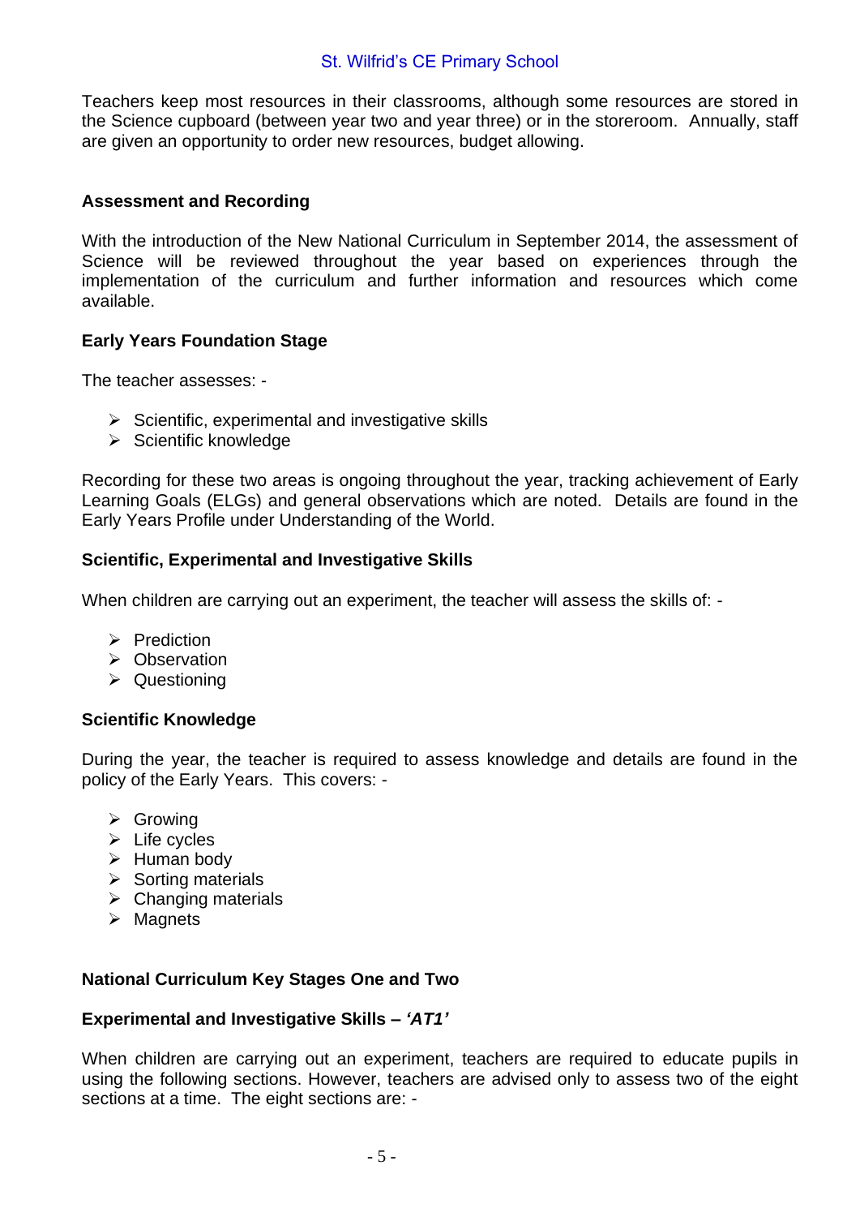Teachers keep most resources in their classrooms, although some resources are stored in the Science cupboard (between year two and year three) or in the storeroom. Annually, staff are given an opportunity to order new resources, budget allowing.

## Assessment and Recording

With the introduction of the New National Curriculum in September 2014, the assessment of Science will be reviewed throughout the year based on experiences through the implementation of the curriculum and further information and resources which come available.

### Early Years Foundation Stage

The teacher assesses: -

- Scientific, experimental and investigative skills
- Scientific knowledge

Recording for these two areas is ongoing throughout the year, tracking achievement of Early Learning Goals (ELGs) and general observations which are noted. Details are found in the Early Years Profile under Understanding of the World.

### Scientific, Experimental and Investigative Skills

When children are carrying out an experiment, the teacher will assess the skills of: -

- Prediction
- Observation
- Questioning

### Scientific Knowledge

During the year, the teacher is required to assess knowledge and details are found in the policy of the Early Years. This covers: -

- Growing
- Life cycles
- Human body
- Sorting materials
- Changing materials
- Magnets

### National Curriculum Key Stages One and Two

### Experimental and Investigative Skills – *'AT1'*

When children are carrying out an experiment, teachers are required to educate pupils in using the following sections. However, teachers are advised only to assess two of the eight sections at a time. The eight sections are: -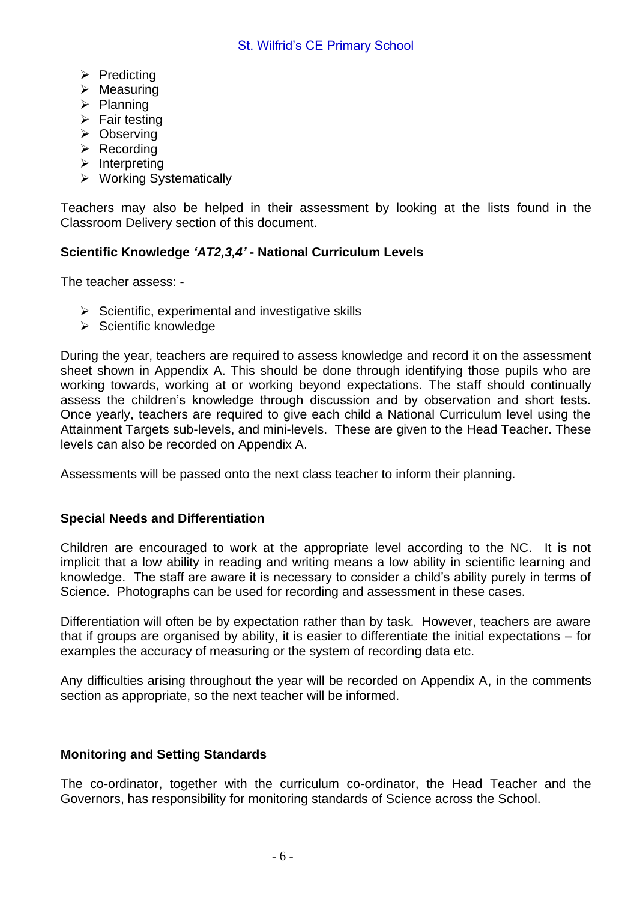- Predicting
- Measuring
- Planning
- Fair testing
- Observing
- Recording
- Interpreting
- Working Systematically

Teachers may also be helped in their assessment by looking at the lists found in the Classroom Delivery section of this document.

**Scientific Knowledge *'AT2,3,4'* - National Curriculum Levels**

The teacher assess: -

- Scientific, experimental and investigative skills
- Scientific knowledge

During the year, teachers are required to assess knowledge and record it on the assessment sheet shown in Appendix A. This should be done through identifying those pupils who are working towards, working at or working beyond expectations. The staff should continually assess the children's knowledge through discussion and by observation and short tests. Once yearly, teachers are required to give each child a National Curriculum level using the Attainment Targets sub-levels, and mini-levels. These are given to the Head Teacher. These levels can also be recorded on Appendix A.

Assessments will be passed onto the next class teacher to inform their planning.

**Special Needs and Differentiation**

Children are encouraged to work at the appropriate level according to the NC. It is not implicit that a low ability in reading and writing means a low ability in scientific learning and knowledge. The staff are aware it is necessary to consider a child's ability purely in terms of Science. Photographs can be used for recording and assessment in these cases.

Differentiation will often be by expectation rather than by task. However, teachers are aware that if groups are organised by ability, it is easier to differentiate the initial expectations – for examples the accuracy of measuring or the system of recording data etc.

Any difficulties arising throughout the year will be recorded on Appendix A, in the comments section as appropriate, so the next teacher will be informed.

**Monitoring and Setting Standards**

The co-ordinator, together with the curriculum co-ordinator, the Head Teacher and the Governors, has responsibility for monitoring standards of Science across the School.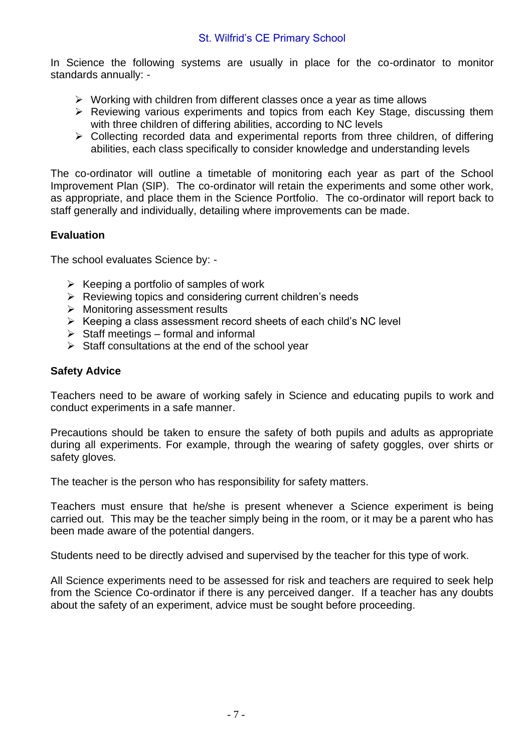In Science the following systems are usually in place for the co-ordinator to monitor standards annually: -

- Working with children from different classes once a year as time allows
- Reviewing various experiments and topics from each Key Stage, discussing them with three children of differing abilities, according to NC levels
- Collecting recorded data and experimental reports from three children, of differing abilities, each class specifically to consider knowledge and understanding levels

The co-ordinator will outline a timetable of monitoring each year as part of the School Improvement Plan (SIP). The co-ordinator will retain the experiments and some other work, as appropriate, and place them in the Science Portfolio. The co-ordinator will report back to staff generally and individually, detailing where improvements can be made.

**Evaluation**

The school evaluates Science by: -

- Keeping a portfolio of samples of work
- Reviewing topics and considering current children's needs
- Monitoring assessment results
- Keeping a class assessment record sheets of each child's NC level
- Staff meetings – formal and informal
- Staff consultations at the end of the school year

**Safety Advice**

Teachers need to be aware of working safely in Science and educating pupils to work and conduct experiments in a safe manner.

Precautions should be taken to ensure the safety of both pupils and adults as appropriate during all experiments. For example, through the wearing of safety goggles, over shirts or safety gloves.

The teacher is the person who has responsibility for safety matters.

Teachers must ensure that he/she is present whenever a Science experiment is being carried out. This may be the teacher simply being in the room, or it may be a parent who has been made aware of the potential dangers.

Students need to be directly advised and supervised by the teacher for this type of work.

All Science experiments need to be assessed for risk and teachers are required to seek help from the Science Co-ordinator if there is any perceived danger. If a teacher has any doubts about the safety of an experiment, advice must be sought before proceeding.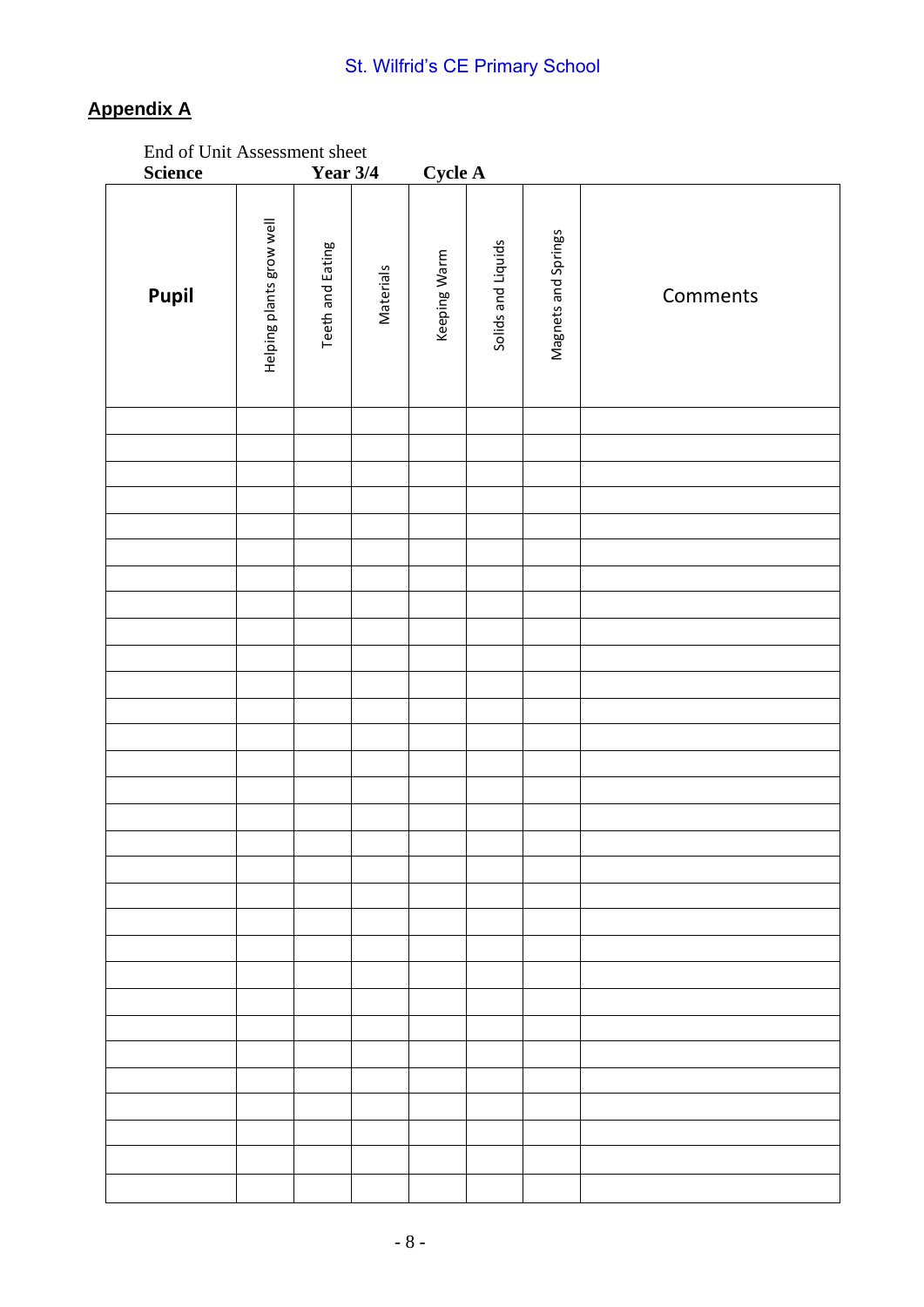## Appendix A

End of Unit Assessment sheet

**Science** **Year 3/4** **Cycle A**

| Pupil | Helping plants grow well | Teeth and Eating | Materials | Keeping Warm | Solids and Liquids | Magnets and Springs | Comments |
|---|---|---|---|---|---|---|---|
| | | | | | | | |
| | | | | | | | |
| | | | | | | | |
| | | | | | | | |
| | | | | | | | |
| | | | | | | | |
| | | | | | | | |
| | | | | | | | |
| | | | | | | | |
| | | | | | | | |
| | | | | | | | |
| | | | | | | | |
| | | | | | | | |
| | | | | | | | |
| | | | | | | | |
| | | | | | | | |
| | | | | | | | |
| | | | | | | | |
| | | | | | | | |
| | | | | | | | |
| | | | | | | | |
| | | | | | | | |
| | | | | | | | |
| | | | | | | | |
| | | | | | | | |
| | | | | | | | |
| | | | | | | | |
| | | | | | | | |
| | | | | | | | |
| | | | | | | | |